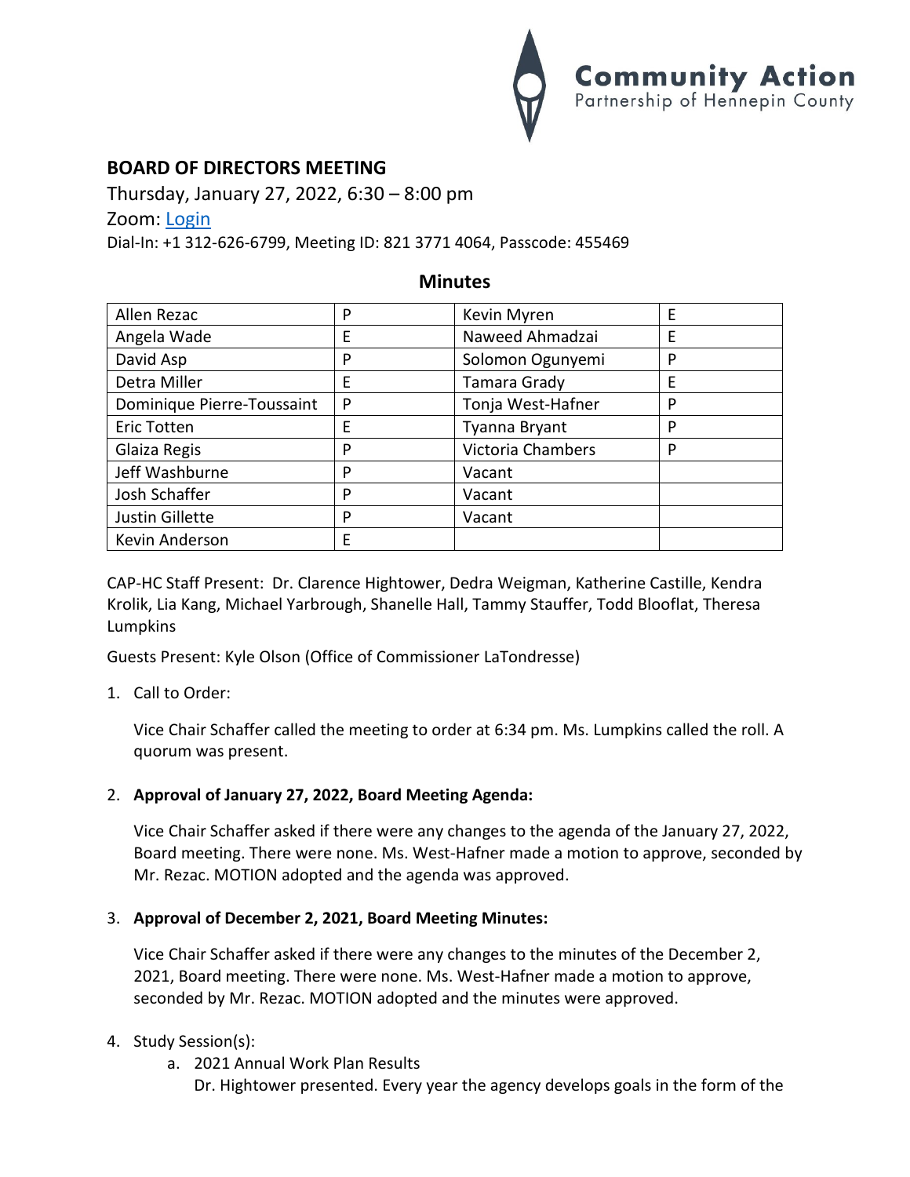Community Action
Partnership of Hennepin County

## BOARD OF DIRECTORS MEETING

Thursday, January 27, 2022, 6:30 – 8:00 pm

Zoom: [Login]

Dial-In: +1 312-626-6799, Meeting ID: 821 3771 4064, Passcode: 455469

### Minutes

| | | | |
|---|---|---|---|
| Allen Rezac | P | Kevin Myren | E |
| Angela Wade | E | Naweed Ahmadzai | E |
| David Asp | P | Solomon Ogunyemi | P |
| Detra Miller | E | Tamara Grady | E |
| Dominique Pierre-Toussaint | P | Tonja West-Hafner | P |
| Eric Totten | E | Tyanna Bryant | P |
| Glaiza Regis | P | Victoria Chambers | P |
| Jeff Washburne | P | Vacant | |
| Josh Schaffer | P | Vacant | |
| Justin Gillette | P | Vacant | |
| Kevin Anderson | E | | |

CAP-HC Staff Present: Dr. Clarence Hightower, Dedra Weigman, Katherine Castille, Kendra Krolik, Lia Kang, Michael Yarbrough, Shanelle Hall, Tammy Stauffer, Todd Blooflat, Theresa Lumpkins

Guests Present: Kyle Olson (Office of Commissioner LaTondresse)

1. Call to Order:

   Vice Chair Schaffer called the meeting to order at 6:34 pm. Ms. Lumpkins called the roll. A quorum was present.

2. **Approval of January 27, 2022, Board Meeting Agenda:**

   Vice Chair Schaffer asked if there were any changes to the agenda of the January 27, 2022, Board meeting. There were none. Ms. West-Hafner made a motion to approve, seconded by Mr. Rezac. MOTION adopted and the agenda was approved.

3. **Approval of December 2, 2021, Board Meeting Minutes:**

   Vice Chair Schaffer asked if there were any changes to the minutes of the December 2, 2021, Board meeting. There were none. Ms. West-Hafner made a motion to approve, seconded by Mr. Rezac. MOTION adopted and the minutes were approved.

4. Study Session(s):
   a. 2021 Annual Work Plan Results
      Dr. Hightower presented. Every year the agency develops goals in the form of the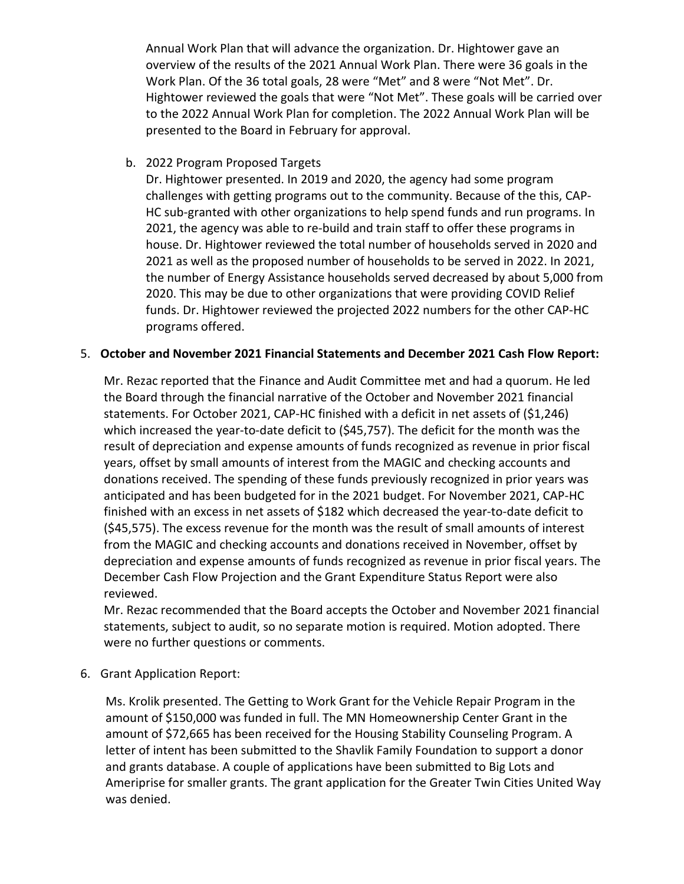Annual Work Plan that will advance the organization. Dr. Hightower gave an overview of the results of the 2021 Annual Work Plan. There were 36 goals in the Work Plan. Of the 36 total goals, 28 were "Met" and 8 were "Not Met". Dr. Hightower reviewed the goals that were "Not Met". These goals will be carried over to the 2022 Annual Work Plan for completion. The 2022 Annual Work Plan will be presented to the Board in February for approval.

b. 2022 Program Proposed Targets

   Dr. Hightower presented. In 2019 and 2020, the agency had some program challenges with getting programs out to the community. Because of the this, CAP-HC sub-granted with other organizations to help spend funds and run programs. In 2021, the agency was able to re-build and train staff to offer these programs in house. Dr. Hightower reviewed the total number of households served in 2020 and 2021 as well as the proposed number of households to be served in 2022. In 2021, the number of Energy Assistance households served decreased by about 5,000 from 2020. This may be due to other organizations that were providing COVID Relief funds. Dr. Hightower reviewed the projected 2022 numbers for the other CAP-HC programs offered.

5. **October and November 2021 Financial Statements and December 2021 Cash Flow Report:**

   Mr. Rezac reported that the Finance and Audit Committee met and had a quorum. He led the Board through the financial narrative of the October and November 2021 financial statements. For October 2021, CAP-HC finished with a deficit in net assets of ($1,246) which increased the year-to-date deficit to ($45,757). The deficit for the month was the result of depreciation and expense amounts of funds recognized as revenue in prior fiscal years, offset by small amounts of interest from the MAGIC and checking accounts and donations received. The spending of these funds previously recognized in prior years was anticipated and has been budgeted for in the 2021 budget. For November 2021, CAP-HC finished with an excess in net assets of $182 which decreased the year-to-date deficit to ($45,575). The excess revenue for the month was the result of small amounts of interest from the MAGIC and checking accounts and donations received in November, offset by depreciation and expense amounts of funds recognized as revenue in prior fiscal years. The December Cash Flow Projection and the Grant Expenditure Status Report were also reviewed.

   Mr. Rezac recommended that the Board accepts the October and November 2021 financial statements, subject to audit, so no separate motion is required. Motion adopted. There were no further questions or comments.

6. Grant Application Report:

   Ms. Krolik presented. The Getting to Work Grant for the Vehicle Repair Program in the amount of $150,000 was funded in full. The MN Homeownership Center Grant in the amount of $72,665 has been received for the Housing Stability Counseling Program. A letter of intent has been submitted to the Shavlik Family Foundation to support a donor and grants database. A couple of applications have been submitted to Big Lots and Ameriprise for smaller grants. The grant application for the Greater Twin Cities United Way was denied.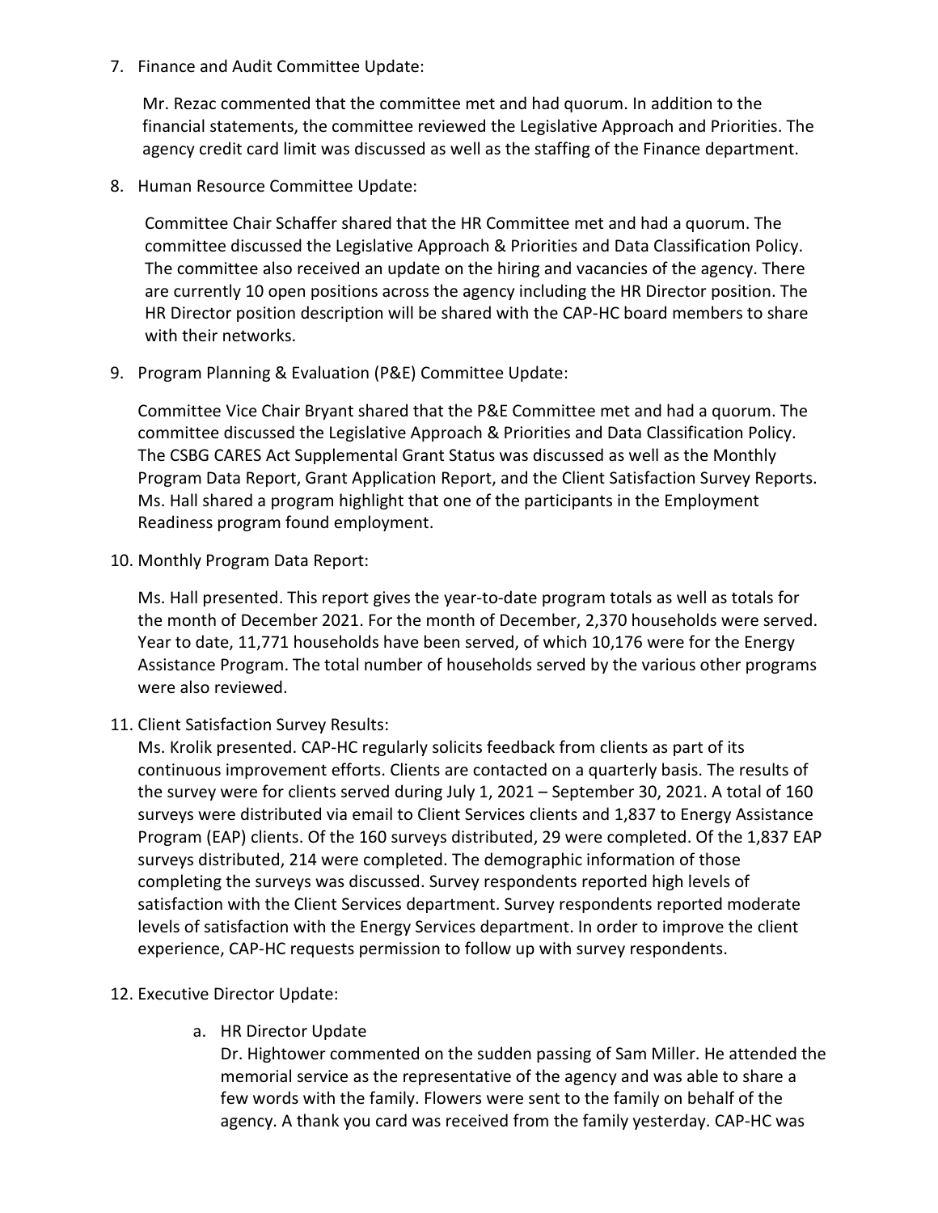7. Finance and Audit Committee Update:

   Mr. Rezac commented that the committee met and had quorum. In addition to the financial statements, the committee reviewed the Legislative Approach and Priorities. The agency credit card limit was discussed as well as the staffing of the Finance department.

8. Human Resource Committee Update:

   Committee Chair Schaffer shared that the HR Committee met and had a quorum. The committee discussed the Legislative Approach & Priorities and Data Classification Policy. The committee also received an update on the hiring and vacancies of the agency. There are currently 10 open positions across the agency including the HR Director position. The HR Director position description will be shared with the CAP-HC board members to share with their networks.

9. Program Planning & Evaluation (P&E) Committee Update:

   Committee Vice Chair Bryant shared that the P&E Committee met and had a quorum. The committee discussed the Legislative Approach & Priorities and Data Classification Policy. The CSBG CARES Act Supplemental Grant Status was discussed as well as the Monthly Program Data Report, Grant Application Report, and the Client Satisfaction Survey Reports. Ms. Hall shared a program highlight that one of the participants in the Employment Readiness program found employment.

10. Monthly Program Data Report:

    Ms. Hall presented. This report gives the year-to-date program totals as well as totals for the month of December 2021. For the month of December, 2,370 households were served. Year to date, 11,771 households have been served, of which 10,176 were for the Energy Assistance Program. The total number of households served by the various other programs were also reviewed.

11. Client Satisfaction Survey Results:
    Ms. Krolik presented. CAP-HC regularly solicits feedback from clients as part of its continuous improvement efforts. Clients are contacted on a quarterly basis. The results of the survey were for clients served during July 1, 2021 – September 30, 2021. A total of 160 surveys were distributed via email to Client Services clients and 1,837 to Energy Assistance Program (EAP) clients. Of the 160 surveys distributed, 29 were completed. Of the 1,837 EAP surveys distributed, 214 were completed. The demographic information of those completing the surveys was discussed. Survey respondents reported high levels of satisfaction with the Client Services department. Survey respondents reported moderate levels of satisfaction with the Energy Services department. In order to improve the client experience, CAP-HC requests permission to follow up with survey respondents.

12. Executive Director Update:

    a. HR Director Update
       Dr. Hightower commented on the sudden passing of Sam Miller. He attended the memorial service as the representative of the agency and was able to share a few words with the family. Flowers were sent to the family on behalf of the agency. A thank you card was received from the family yesterday. CAP-HC was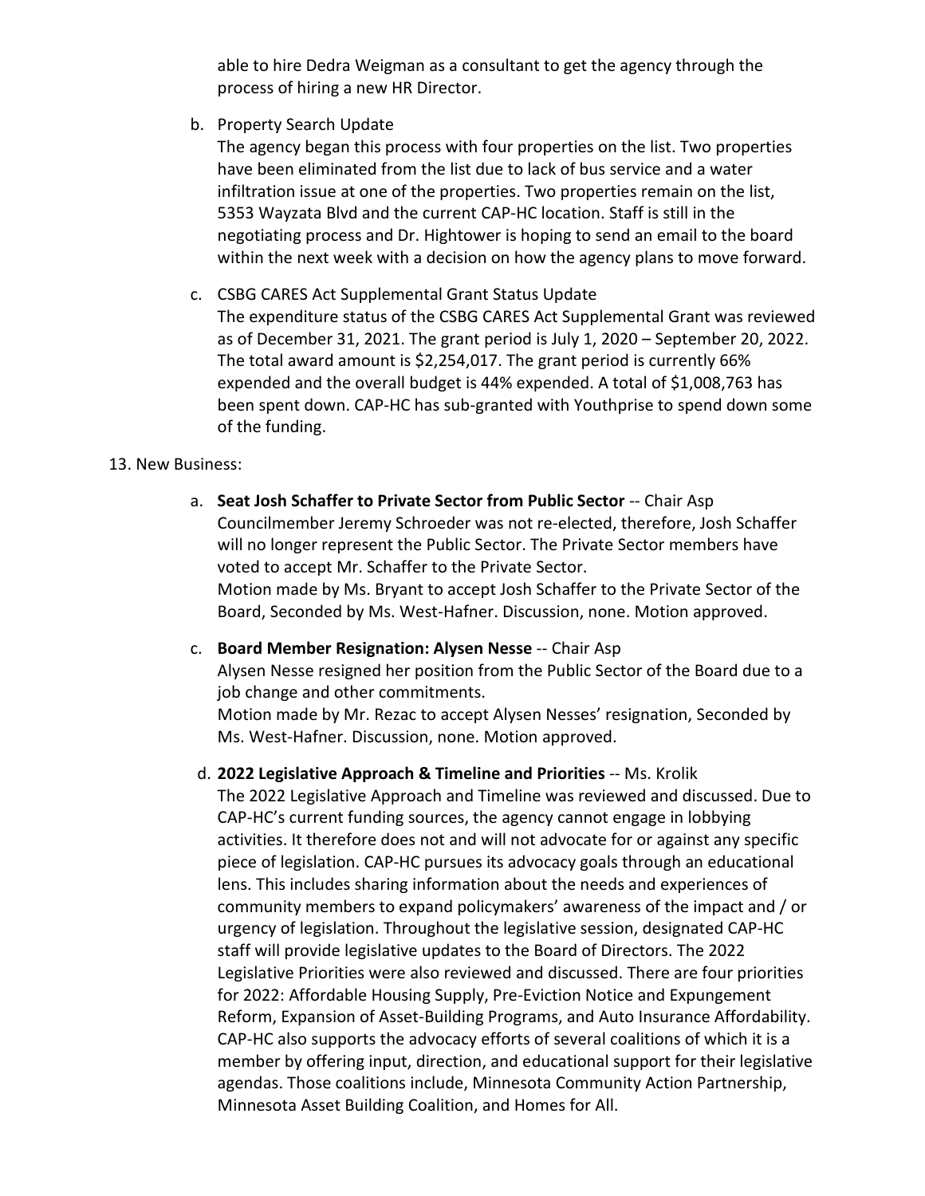able to hire Dedra Weigman as a consultant to get the agency through the process of hiring a new HR Director.

b. Property Search Update
   The agency began this process with four properties on the list. Two properties have been eliminated from the list due to lack of bus service and a water infiltration issue at one of the properties. Two properties remain on the list, 5353 Wayzata Blvd and the current CAP-HC location. Staff is still in the negotiating process and Dr. Hightower is hoping to send an email to the board within the next week with a decision on how the agency plans to move forward.

c. CSBG CARES Act Supplemental Grant Status Update
   The expenditure status of the CSBG CARES Act Supplemental Grant was reviewed as of December 31, 2021. The grant period is July 1, 2020 – September 20, 2022. The total award amount is $2,254,017. The grant period is currently 66% expended and the overall budget is 44% expended. A total of $1,008,763 has been spent down. CAP-HC has sub-granted with Youthprise to spend down some of the funding.

13. New Business:

a. **Seat Josh Schaffer to Private Sector from Public Sector** -- Chair Asp
   Councilmember Jeremy Schroeder was not re-elected, therefore, Josh Schaffer will no longer represent the Public Sector. The Private Sector members have voted to accept Mr. Schaffer to the Private Sector.
   Motion made by Ms. Bryant to accept Josh Schaffer to the Private Sector of the Board, Seconded by Ms. West-Hafner. Discussion, none. Motion approved.

c. **Board Member Resignation: Alysen Nesse** -- Chair Asp
   Alysen Nesse resigned her position from the Public Sector of the Board due to a job change and other commitments.
   Motion made by Mr. Rezac to accept Alysen Nesses' resignation, Seconded by Ms. West-Hafner. Discussion, none. Motion approved.

d. **2022 Legislative Approach & Timeline and Priorities** -- Ms. Krolik
   The 2022 Legislative Approach and Timeline was reviewed and discussed. Due to CAP-HC's current funding sources, the agency cannot engage in lobbying activities. It therefore does not and will not advocate for or against any specific piece of legislation. CAP-HC pursues its advocacy goals through an educational lens. This includes sharing information about the needs and experiences of community members to expand policymakers' awareness of the impact and / or urgency of legislation. Throughout the legislative session, designated CAP-HC staff will provide legislative updates to the Board of Directors. The 2022 Legislative Priorities were also reviewed and discussed. There are four priorities for 2022: Affordable Housing Supply, Pre-Eviction Notice and Expungement Reform, Expansion of Asset-Building Programs, and Auto Insurance Affordability. CAP-HC also supports the advocacy efforts of several coalitions of which it is a member by offering input, direction, and educational support for their legislative agendas. Those coalitions include, Minnesota Community Action Partnership, Minnesota Asset Building Coalition, and Homes for All.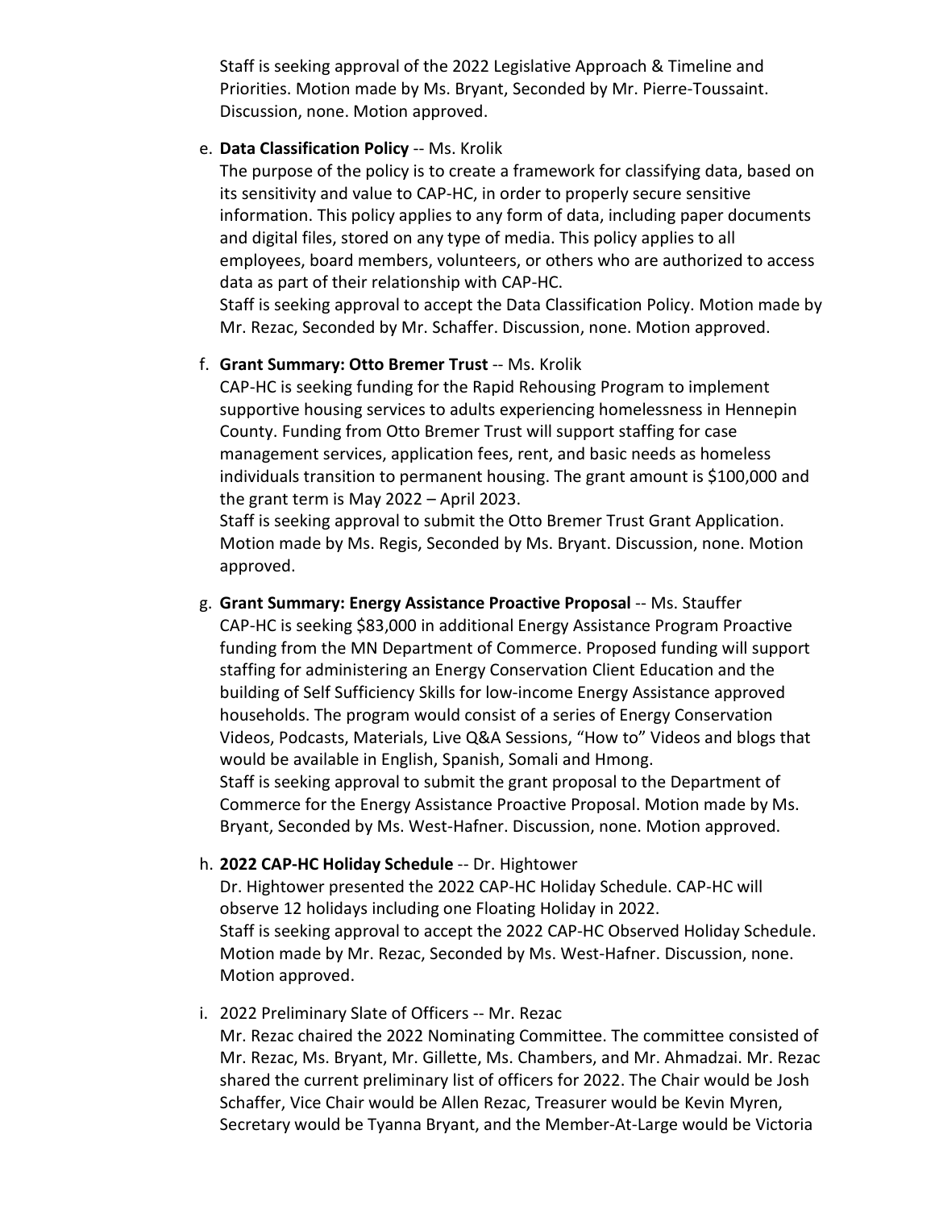Staff is seeking approval of the 2022 Legislative Approach & Timeline and Priorities. Motion made by Ms. Bryant, Seconded by Mr. Pierre-Toussaint. Discussion, none. Motion approved.

e. **Data Classification Policy** -- Ms. Krolik
   The purpose of the policy is to create a framework for classifying data, based on its sensitivity and value to CAP-HC, in order to properly secure sensitive information. This policy applies to any form of data, including paper documents and digital files, stored on any type of media. This policy applies to all employees, board members, volunteers, or others who are authorized to access data as part of their relationship with CAP-HC.
   Staff is seeking approval to accept the Data Classification Policy. Motion made by Mr. Rezac, Seconded by Mr. Schaffer. Discussion, none. Motion approved.

f. **Grant Summary: Otto Bremer Trust** -- Ms. Krolik
   CAP-HC is seeking funding for the Rapid Rehousing Program to implement supportive housing services to adults experiencing homelessness in Hennepin County. Funding from Otto Bremer Trust will support staffing for case management services, application fees, rent, and basic needs as homeless individuals transition to permanent housing. The grant amount is $100,000 and the grant term is May 2022 – April 2023.
   Staff is seeking approval to submit the Otto Bremer Trust Grant Application. Motion made by Ms. Regis, Seconded by Ms. Bryant. Discussion, none. Motion approved.

g. **Grant Summary: Energy Assistance Proactive Proposal** -- Ms. Stauffer
   CAP-HC is seeking $83,000 in additional Energy Assistance Program Proactive funding from the MN Department of Commerce. Proposed funding will support staffing for administering an Energy Conservation Client Education and the building of Self Sufficiency Skills for low-income Energy Assistance approved households. The program would consist of a series of Energy Conservation Videos, Podcasts, Materials, Live Q&A Sessions, "How to" Videos and blogs that would be available in English, Spanish, Somali and Hmong.
   Staff is seeking approval to submit the grant proposal to the Department of Commerce for the Energy Assistance Proactive Proposal. Motion made by Ms. Bryant, Seconded by Ms. West-Hafner. Discussion, none. Motion approved.

h. **2022 CAP-HC Holiday Schedule** -- Dr. Hightower
   Dr. Hightower presented the 2022 CAP-HC Holiday Schedule. CAP-HC will observe 12 holidays including one Floating Holiday in 2022.
   Staff is seeking approval to accept the 2022 CAP-HC Observed Holiday Schedule. Motion made by Mr. Rezac, Seconded by Ms. West-Hafner. Discussion, none. Motion approved.

i. 2022 Preliminary Slate of Officers -- Mr. Rezac
   Mr. Rezac chaired the 2022 Nominating Committee. The committee consisted of Mr. Rezac, Ms. Bryant, Mr. Gillette, Ms. Chambers, and Mr. Ahmadzai. Mr. Rezac shared the current preliminary list of officers for 2022. The Chair would be Josh Schaffer, Vice Chair would be Allen Rezac, Treasurer would be Kevin Myren, Secretary would be Tyanna Bryant, and the Member-At-Large would be Victoria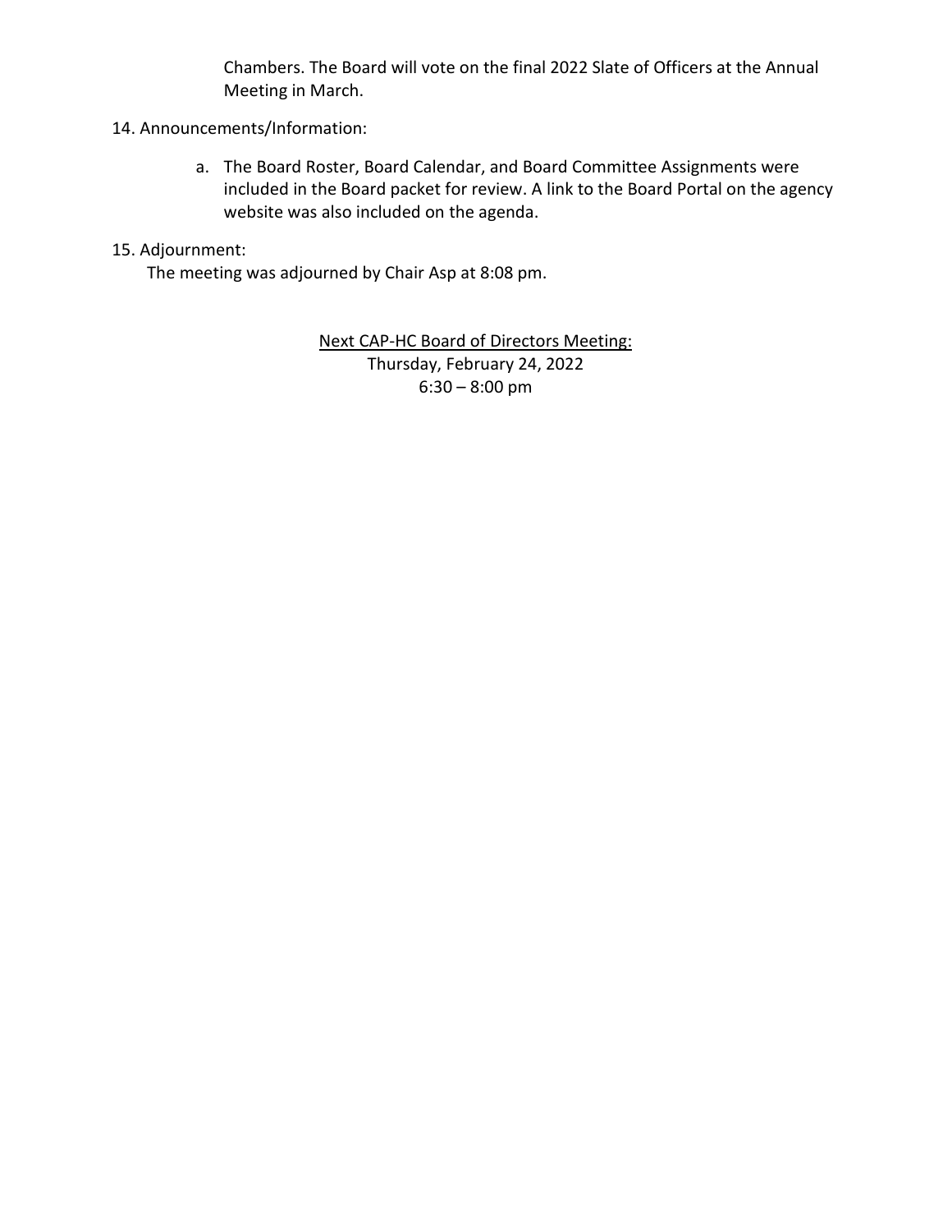Chambers. The Board will vote on the final 2022 Slate of Officers at the Annual Meeting in March.

14. Announcements/Information:

    a. The Board Roster, Board Calendar, and Board Committee Assignments were included in the Board packet for review. A link to the Board Portal on the agency website was also included on the agenda.

15. Adjournment:

    The meeting was adjourned by Chair Asp at 8:08 pm.

<u>Next CAP-HC Board of Directors Meeting:</u>
Thursday, February 24, 2022
6:30 – 8:00 pm